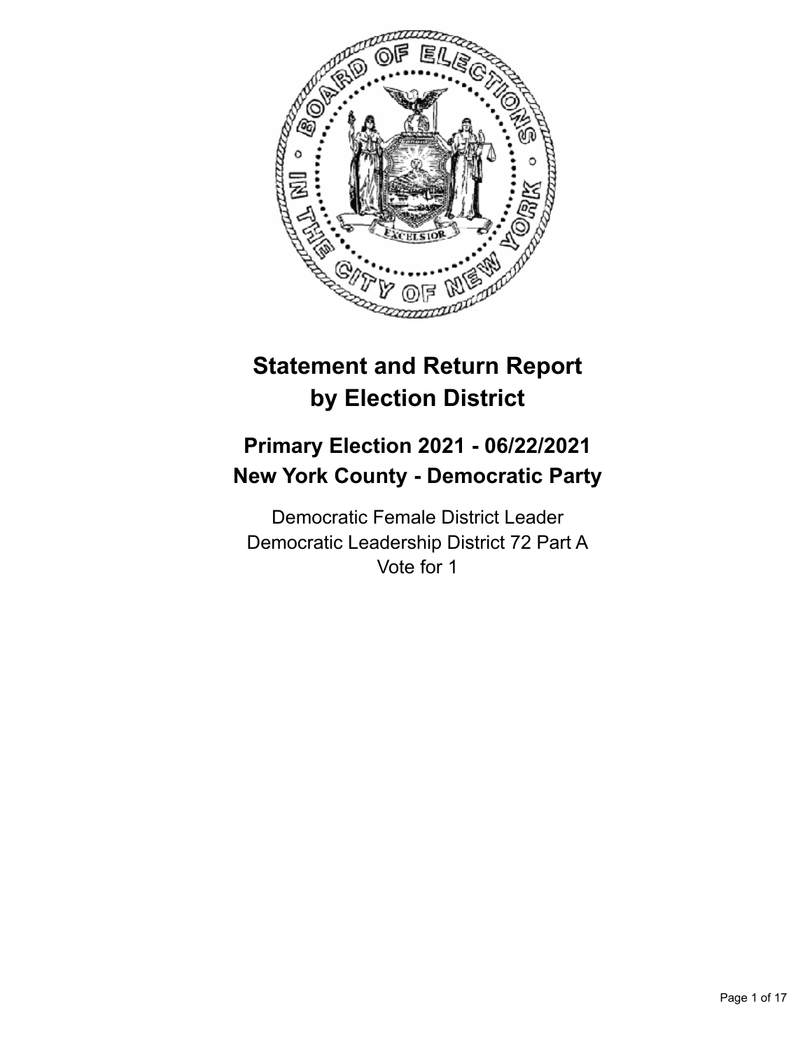# Statement and Return Report by Election District

## Primary Election 2021 - 06/22/2021
## New York County - Democratic Party

Democratic Female District Leader
Democratic Leadership District 72 Part A
Vote for 1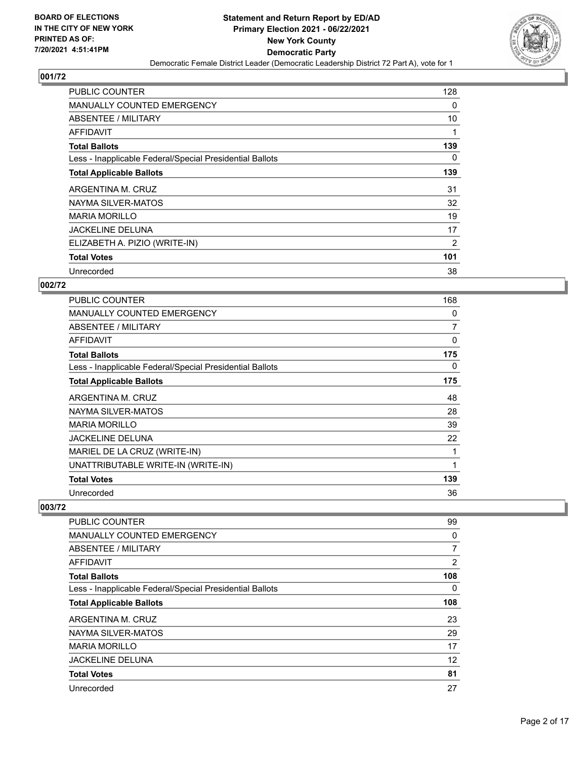**BOARD OF ELECTIONS IN THE CITY OF NEW YORK PRINTED AS OF: 7/20/2021 4:51:41PM**

**Statement and Return Report by ED/AD Primary Election 2021 - 06/22/2021 New York County Democratic Party**

Democratic Female District Leader (Democratic Leadership District 72 Part A), vote for 1

## 001/72

| | |
|---|---|
| PUBLIC COUNTER | 128 |
| MANUALLY COUNTED EMERGENCY | 0 |
| ABSENTEE / MILITARY | 10 |
| AFFIDAVIT | 1 |
| **Total Ballots** | **139** |
| Less - Inapplicable Federal/Special Presidential Ballots | 0 |
| **Total Applicable Ballots** | **139** |
| ARGENTINA M. CRUZ | 31 |
| NAYMA SILVER-MATOS | 32 |
| MARIA MORILLO | 19 |
| JACKELINE DELUNA | 17 |
| ELIZABETH A. PIZIO (WRITE-IN) | 2 |
| **Total Votes** | **101** |
| Unrecorded | 38 |

## 002/72

| | |
|---|---|
| PUBLIC COUNTER | 168 |
| MANUALLY COUNTED EMERGENCY | 0 |
| ABSENTEE / MILITARY | 7 |
| AFFIDAVIT | 0 |
| **Total Ballots** | **175** |
| Less - Inapplicable Federal/Special Presidential Ballots | 0 |
| **Total Applicable Ballots** | **175** |
| ARGENTINA M. CRUZ | 48 |
| NAYMA SILVER-MATOS | 28 |
| MARIA MORILLO | 39 |
| JACKELINE DELUNA | 22 |
| MARIEL DE LA CRUZ (WRITE-IN) | 1 |
| UNATTRIBUTABLE WRITE-IN (WRITE-IN) | 1 |
| **Total Votes** | **139** |
| Unrecorded | 36 |

## 003/72

| | |
|---|---|
| PUBLIC COUNTER | 99 |
| MANUALLY COUNTED EMERGENCY | 0 |
| ABSENTEE / MILITARY | 7 |
| AFFIDAVIT | 2 |
| **Total Ballots** | **108** |
| Less - Inapplicable Federal/Special Presidential Ballots | 0 |
| **Total Applicable Ballots** | **108** |
| ARGENTINA M. CRUZ | 23 |
| NAYMA SILVER-MATOS | 29 |
| MARIA MORILLO | 17 |
| JACKELINE DELUNA | 12 |
| **Total Votes** | **81** |
| Unrecorded | 27 |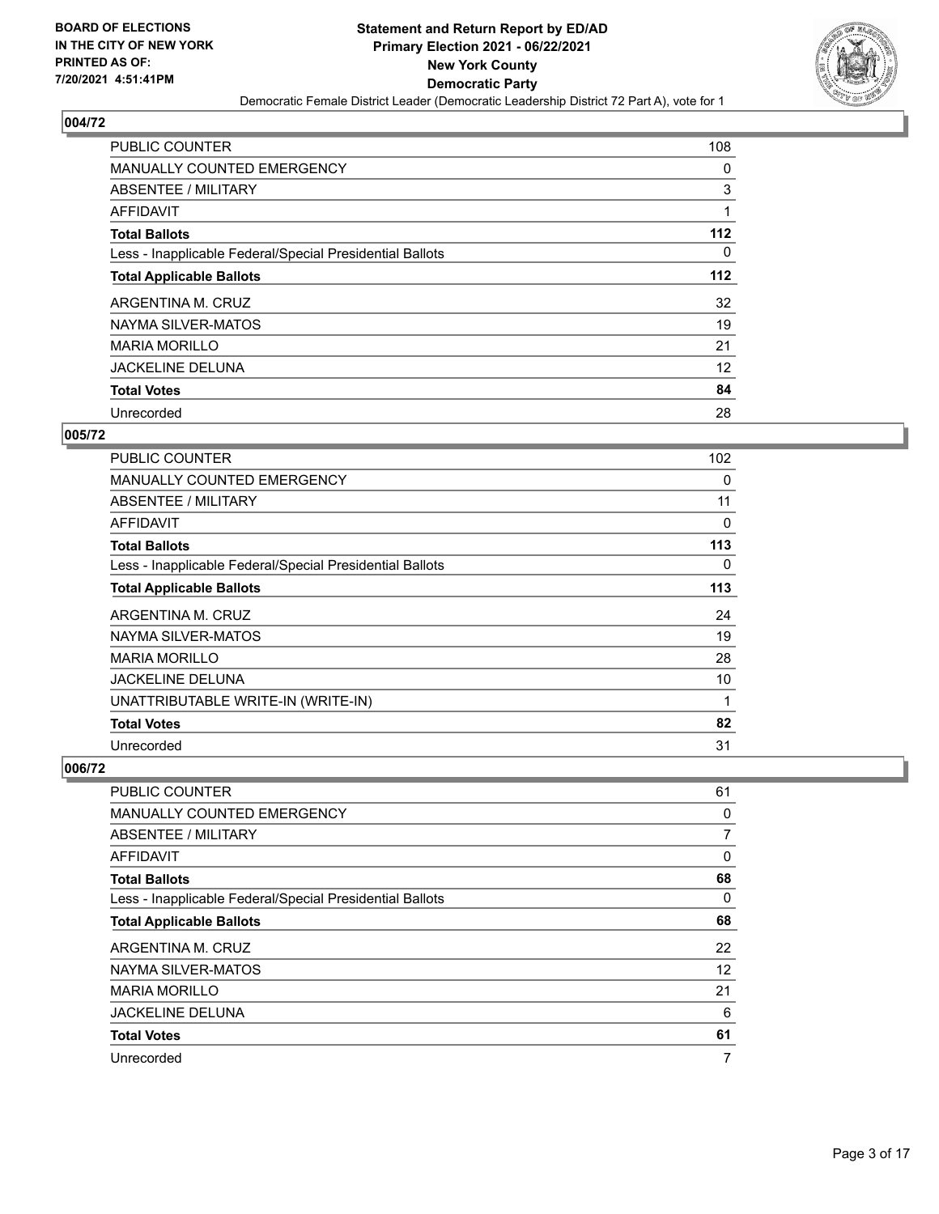BOARD OF ELECTIONS
IN THE CITY OF NEW YORK
PRINTED AS OF:
7/20/2021 4:51:41PM

**Statement and Return Report by ED/AD**
**Primary Election 2021 - 06/22/2021**
**New York County**
**Democratic Party**
Democratic Female District Leader (Democratic Leadership District 72 Part A), vote for 1

## 004/72

| | |
|---|---|
| PUBLIC COUNTER | 108 |
| MANUALLY COUNTED EMERGENCY | 0 |
| ABSENTEE / MILITARY | 3 |
| AFFIDAVIT | 1 |
| **Total Ballots** | **112** |
| Less - Inapplicable Federal/Special Presidential Ballots | 0 |
| **Total Applicable Ballots** | **112** |
| ARGENTINA M. CRUZ | 32 |
| NAYMA SILVER-MATOS | 19 |
| MARIA MORILLO | 21 |
| JACKELINE DELUNA | 12 |
| **Total Votes** | **84** |
| Unrecorded | 28 |

## 005/72

| | |
|---|---|
| PUBLIC COUNTER | 102 |
| MANUALLY COUNTED EMERGENCY | 0 |
| ABSENTEE / MILITARY | 11 |
| AFFIDAVIT | 0 |
| **Total Ballots** | **113** |
| Less - Inapplicable Federal/Special Presidential Ballots | 0 |
| **Total Applicable Ballots** | **113** |
| ARGENTINA M. CRUZ | 24 |
| NAYMA SILVER-MATOS | 19 |
| MARIA MORILLO | 28 |
| JACKELINE DELUNA | 10 |
| UNATTRIBUTABLE WRITE-IN (WRITE-IN) | 1 |
| **Total Votes** | **82** |
| Unrecorded | 31 |

## 006/72

| | |
|---|---|
| PUBLIC COUNTER | 61 |
| MANUALLY COUNTED EMERGENCY | 0 |
| ABSENTEE / MILITARY | 7 |
| AFFIDAVIT | 0 |
| **Total Ballots** | **68** |
| Less - Inapplicable Federal/Special Presidential Ballots | 0 |
| **Total Applicable Ballots** | **68** |
| ARGENTINA M. CRUZ | 22 |
| NAYMA SILVER-MATOS | 12 |
| MARIA MORILLO | 21 |
| JACKELINE DELUNA | 6 |
| **Total Votes** | **61** |
| Unrecorded | 7 |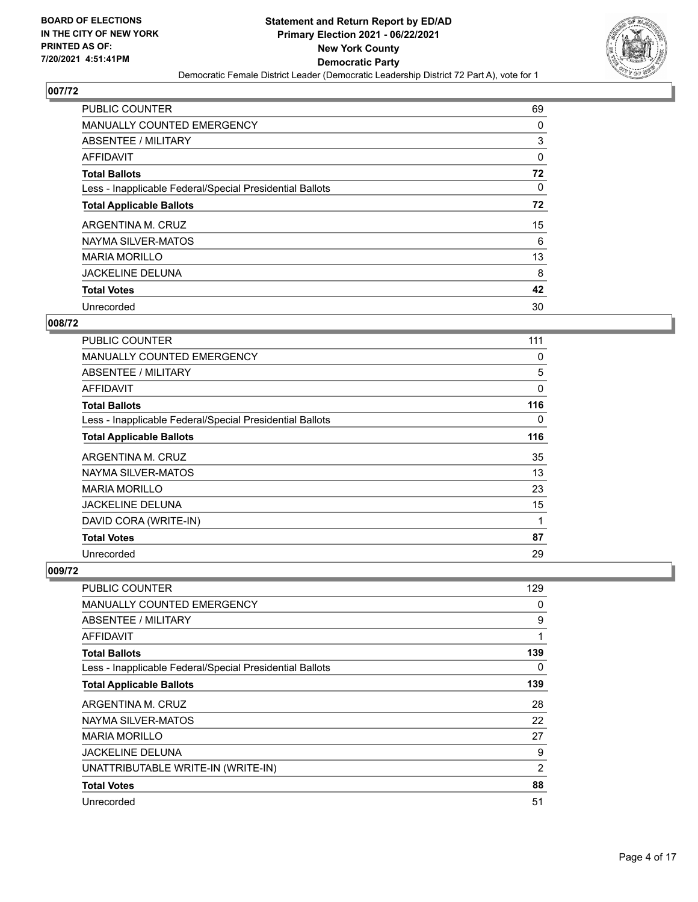**BOARD OF ELECTIONS IN THE CITY OF NEW YORK PRINTED AS OF: 7/20/2021 4:51:41PM**

# Statement and Return Report by ED/AD
## Primary Election 2021 - 06/22/2021
## New York County
## Democratic Party
Democratic Female District Leader (Democratic Leadership District 72 Part A), vote for 1

### 007/72

| | |
|---|---|
| PUBLIC COUNTER | 69 |
| MANUALLY COUNTED EMERGENCY | 0 |
| ABSENTEE / MILITARY | 3 |
| AFFIDAVIT | 0 |
| **Total Ballots** | **72** |
| Less - Inapplicable Federal/Special Presidential Ballots | 0 |
| **Total Applicable Ballots** | **72** |
| ARGENTINA M. CRUZ | 15 |
| NAYMA SILVER-MATOS | 6 |
| MARIA MORILLO | 13 |
| JACKELINE DELUNA | 8 |
| **Total Votes** | **42** |
| Unrecorded | 30 |

### 008/72

| | |
|---|---|
| PUBLIC COUNTER | 111 |
| MANUALLY COUNTED EMERGENCY | 0 |
| ABSENTEE / MILITARY | 5 |
| AFFIDAVIT | 0 |
| **Total Ballots** | **116** |
| Less - Inapplicable Federal/Special Presidential Ballots | 0 |
| **Total Applicable Ballots** | **116** |
| ARGENTINA M. CRUZ | 35 |
| NAYMA SILVER-MATOS | 13 |
| MARIA MORILLO | 23 |
| JACKELINE DELUNA | 15 |
| DAVID CORA (WRITE-IN) | 1 |
| **Total Votes** | **87** |
| Unrecorded | 29 |

### 009/72

| | |
|---|---|
| PUBLIC COUNTER | 129 |
| MANUALLY COUNTED EMERGENCY | 0 |
| ABSENTEE / MILITARY | 9 |
| AFFIDAVIT | 1 |
| **Total Ballots** | **139** |
| Less - Inapplicable Federal/Special Presidential Ballots | 0 |
| **Total Applicable Ballots** | **139** |
| ARGENTINA M. CRUZ | 28 |
| NAYMA SILVER-MATOS | 22 |
| MARIA MORILLO | 27 |
| JACKELINE DELUNA | 9 |
| UNATTRIBUTABLE WRITE-IN (WRITE-IN) | 2 |
| **Total Votes** | **88** |
| Unrecorded | 51 |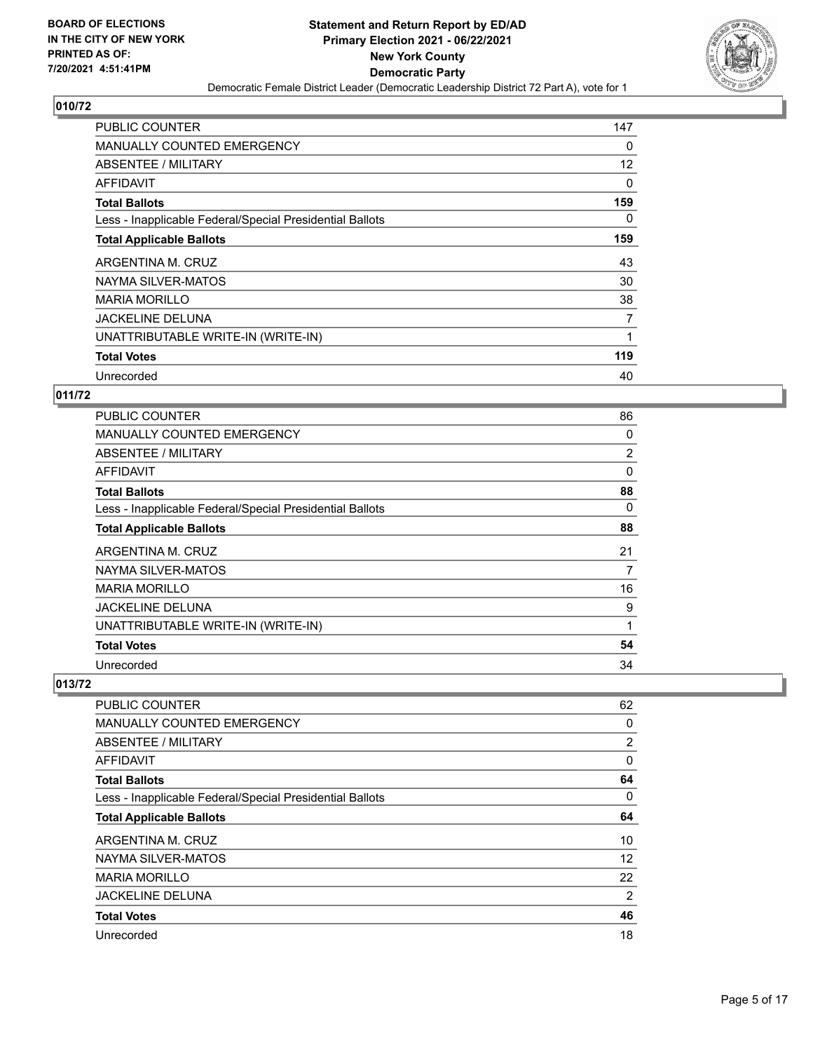# 010/72

| | |
|---|---|
| PUBLIC COUNTER | 147 |
| MANUALLY COUNTED EMERGENCY | 0 |
| ABSENTEE / MILITARY | 12 |
| AFFIDAVIT | 0 |
| **Total Ballots** | **159** |
| Less - Inapplicable Federal/Special Presidential Ballots | 0 |
| **Total Applicable Ballots** | **159** |
| ARGENTINA M. CRUZ | 43 |
| NAYMA SILVER-MATOS | 30 |
| MARIA MORILLO | 38 |
| JACKELINE DELUNA | 7 |
| UNATTRIBUTABLE WRITE-IN (WRITE-IN) | 1 |
| **Total Votes** | **119** |
| Unrecorded | 40 |

# 011/72

| | |
|---|---|
| PUBLIC COUNTER | 86 |
| MANUALLY COUNTED EMERGENCY | 0 |
| ABSENTEE / MILITARY | 2 |
| AFFIDAVIT | 0 |
| **Total Ballots** | **88** |
| Less - Inapplicable Federal/Special Presidential Ballots | 0 |
| **Total Applicable Ballots** | **88** |
| ARGENTINA M. CRUZ | 21 |
| NAYMA SILVER-MATOS | 7 |
| MARIA MORILLO | 16 |
| JACKELINE DELUNA | 9 |
| UNATTRIBUTABLE WRITE-IN (WRITE-IN) | 1 |
| **Total Votes** | **54** |
| Unrecorded | 34 |

# 013/72

| | |
|---|---|
| PUBLIC COUNTER | 62 |
| MANUALLY COUNTED EMERGENCY | 0 |
| ABSENTEE / MILITARY | 2 |
| AFFIDAVIT | 0 |
| **Total Ballots** | **64** |
| Less - Inapplicable Federal/Special Presidential Ballots | 0 |
| **Total Applicable Ballots** | **64** |
| ARGENTINA M. CRUZ | 10 |
| NAYMA SILVER-MATOS | 12 |
| MARIA MORILLO | 22 |
| JACKELINE DELUNA | 2 |
| **Total Votes** | **46** |
| Unrecorded | 18 |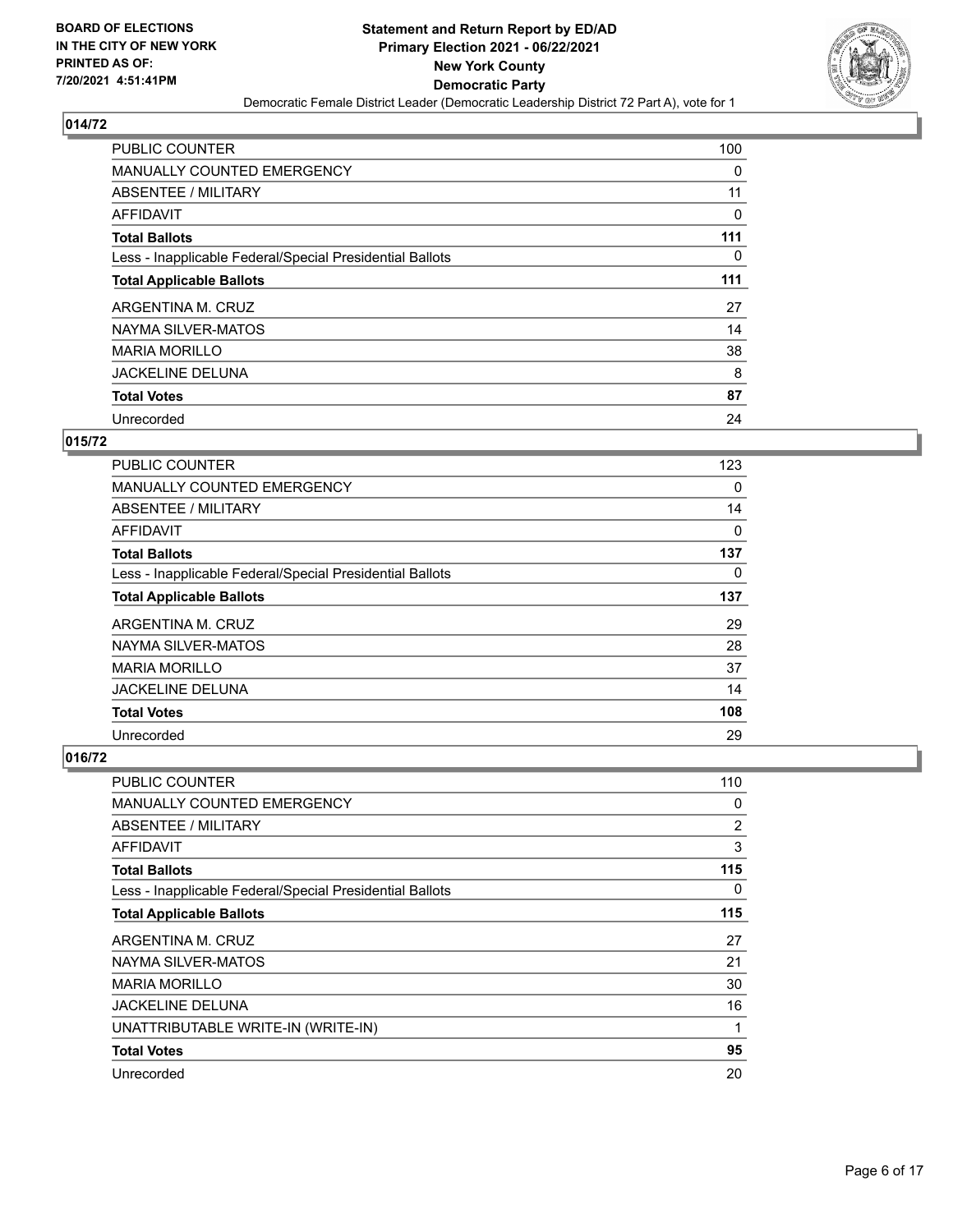**BOARD OF ELECTIONS IN THE CITY OF NEW YORK PRINTED AS OF: 7/20/2021 4:51:41PM**

**Statement and Return Report by ED/AD**
**Primary Election 2021 - 06/22/2021**
**New York County**
**Democratic Party**
Democratic Female District Leader (Democratic Leadership District 72 Part A), vote for 1

### 014/72

| | |
|---|---|
| PUBLIC COUNTER | 100 |
| MANUALLY COUNTED EMERGENCY | 0 |
| ABSENTEE / MILITARY | 11 |
| AFFIDAVIT | 0 |
| **Total Ballots** | **111** |
| Less - Inapplicable Federal/Special Presidential Ballots | 0 |
| **Total Applicable Ballots** | **111** |
| ARGENTINA M. CRUZ | 27 |
| NAYMA SILVER-MATOS | 14 |
| MARIA MORILLO | 38 |
| JACKELINE DELUNA | 8 |
| **Total Votes** | **87** |
| Unrecorded | 24 |

### 015/72

| | |
|---|---|
| PUBLIC COUNTER | 123 |
| MANUALLY COUNTED EMERGENCY | 0 |
| ABSENTEE / MILITARY | 14 |
| AFFIDAVIT | 0 |
| **Total Ballots** | **137** |
| Less - Inapplicable Federal/Special Presidential Ballots | 0 |
| **Total Applicable Ballots** | **137** |
| ARGENTINA M. CRUZ | 29 |
| NAYMA SILVER-MATOS | 28 |
| MARIA MORILLO | 37 |
| JACKELINE DELUNA | 14 |
| **Total Votes** | **108** |
| Unrecorded | 29 |

### 016/72

| | |
|---|---|
| PUBLIC COUNTER | 110 |
| MANUALLY COUNTED EMERGENCY | 0 |
| ABSENTEE / MILITARY | 2 |
| AFFIDAVIT | 3 |
| **Total Ballots** | **115** |
| Less - Inapplicable Federal/Special Presidential Ballots | 0 |
| **Total Applicable Ballots** | **115** |
| ARGENTINA M. CRUZ | 27 |
| NAYMA SILVER-MATOS | 21 |
| MARIA MORILLO | 30 |
| JACKELINE DELUNA | 16 |
| UNATTRIBUTABLE WRITE-IN (WRITE-IN) | 1 |
| **Total Votes** | **95** |
| Unrecorded | 20 |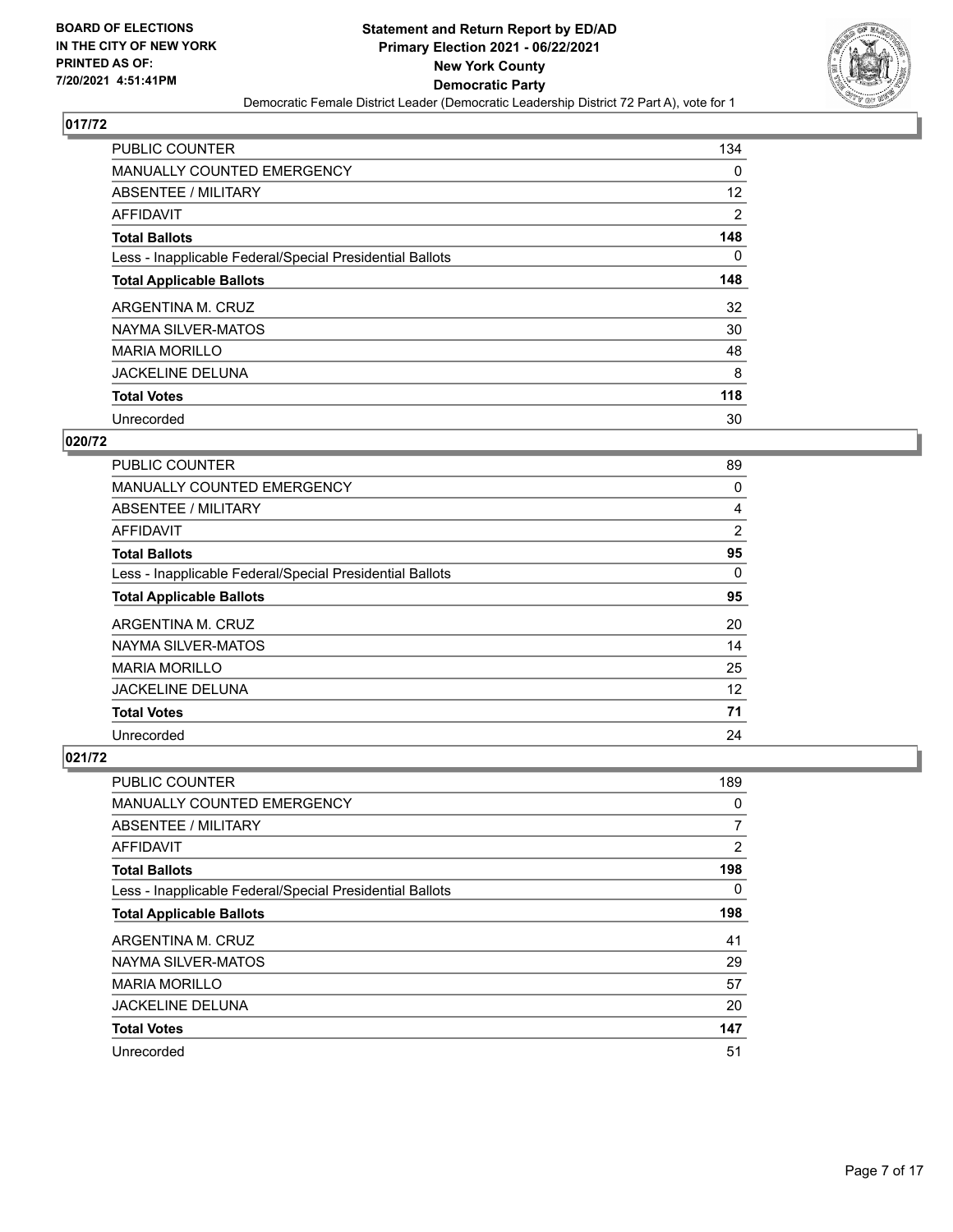**BOARD OF ELECTIONS IN THE CITY OF NEW YORK PRINTED AS OF: 7/20/2021 4:51:41PM**

**Statement and Return Report by ED/AD**
**Primary Election 2021 - 06/22/2021**
**New York County**
**Democratic Party**
Democratic Female District Leader (Democratic Leadership District 72 Part A), vote for 1

## 017/72

| | |
|---|---|
| PUBLIC COUNTER | 134 |
| MANUALLY COUNTED EMERGENCY | 0 |
| ABSENTEE / MILITARY | 12 |
| AFFIDAVIT | 2 |
| **Total Ballots** | **148** |
| Less - Inapplicable Federal/Special Presidential Ballots | 0 |
| **Total Applicable Ballots** | **148** |
| ARGENTINA M. CRUZ | 32 |
| NAYMA SILVER-MATOS | 30 |
| MARIA MORILLO | 48 |
| JACKELINE DELUNA | 8 |
| **Total Votes** | **118** |
| Unrecorded | 30 |

## 020/72

| | |
|---|---|
| PUBLIC COUNTER | 89 |
| MANUALLY COUNTED EMERGENCY | 0 |
| ABSENTEE / MILITARY | 4 |
| AFFIDAVIT | 2 |
| **Total Ballots** | **95** |
| Less - Inapplicable Federal/Special Presidential Ballots | 0 |
| **Total Applicable Ballots** | **95** |
| ARGENTINA M. CRUZ | 20 |
| NAYMA SILVER-MATOS | 14 |
| MARIA MORILLO | 25 |
| JACKELINE DELUNA | 12 |
| **Total Votes** | **71** |
| Unrecorded | 24 |

## 021/72

| | |
|---|---|
| PUBLIC COUNTER | 189 |
| MANUALLY COUNTED EMERGENCY | 0 |
| ABSENTEE / MILITARY | 7 |
| AFFIDAVIT | 2 |
| **Total Ballots** | **198** |
| Less - Inapplicable Federal/Special Presidential Ballots | 0 |
| **Total Applicable Ballots** | **198** |
| ARGENTINA M. CRUZ | 41 |
| NAYMA SILVER-MATOS | 29 |
| MARIA MORILLO | 57 |
| JACKELINE DELUNA | 20 |
| **Total Votes** | **147** |
| Unrecorded | 51 |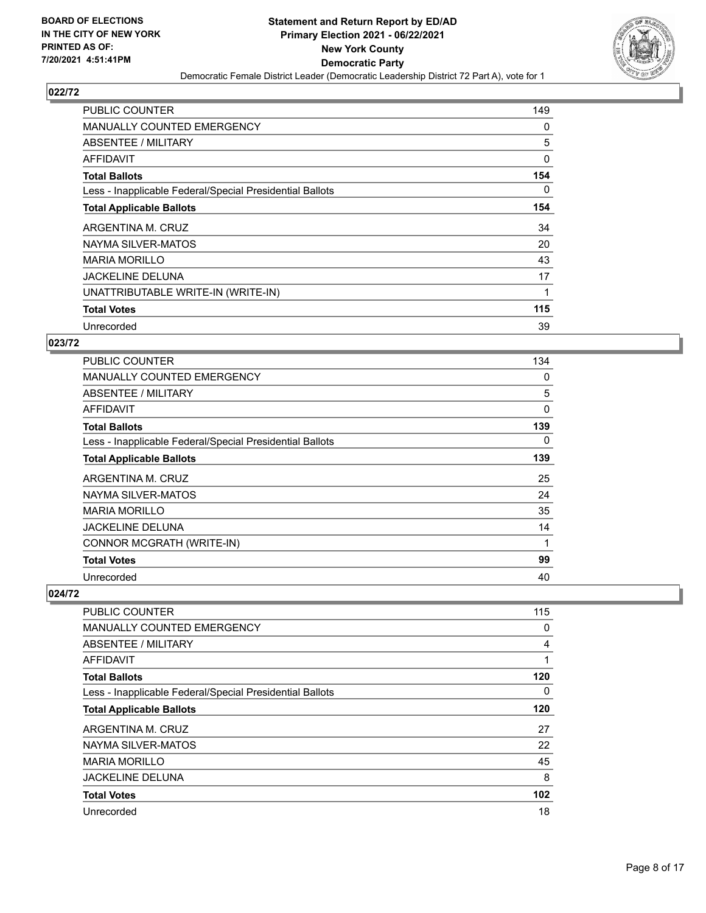**BOARD OF ELECTIONS IN THE CITY OF NEW YORK PRINTED AS OF: 7/20/2021 4:51:41PM**

**Statement and Return Report by ED/AD Primary Election 2021 - 06/22/2021 New York County Democratic Party**

Democratic Female District Leader (Democratic Leadership District 72 Part A), vote for 1

## 022/72

| | |
|---|---|
| PUBLIC COUNTER | 149 |
| MANUALLY COUNTED EMERGENCY | 0 |
| ABSENTEE / MILITARY | 5 |
| AFFIDAVIT | 0 |
| **Total Ballots** | **154** |
| Less - Inapplicable Federal/Special Presidential Ballots | 0 |
| **Total Applicable Ballots** | **154** |
| ARGENTINA M. CRUZ | 34 |
| NAYMA SILVER-MATOS | 20 |
| MARIA MORILLO | 43 |
| JACKELINE DELUNA | 17 |
| UNATTRIBUTABLE WRITE-IN (WRITE-IN) | 1 |
| **Total Votes** | **115** |
| Unrecorded | 39 |

## 023/72

| | |
|---|---|
| PUBLIC COUNTER | 134 |
| MANUALLY COUNTED EMERGENCY | 0 |
| ABSENTEE / MILITARY | 5 |
| AFFIDAVIT | 0 |
| **Total Ballots** | **139** |
| Less - Inapplicable Federal/Special Presidential Ballots | 0 |
| **Total Applicable Ballots** | **139** |
| ARGENTINA M. CRUZ | 25 |
| NAYMA SILVER-MATOS | 24 |
| MARIA MORILLO | 35 |
| JACKELINE DELUNA | 14 |
| CONNOR MCGRATH (WRITE-IN) | 1 |
| **Total Votes** | **99** |
| Unrecorded | 40 |

## 024/72

| | |
|---|---|
| PUBLIC COUNTER | 115 |
| MANUALLY COUNTED EMERGENCY | 0 |
| ABSENTEE / MILITARY | 4 |
| AFFIDAVIT | 1 |
| **Total Ballots** | **120** |
| Less - Inapplicable Federal/Special Presidential Ballots | 0 |
| **Total Applicable Ballots** | **120** |
| ARGENTINA M. CRUZ | 27 |
| NAYMA SILVER-MATOS | 22 |
| MARIA MORILLO | 45 |
| JACKELINE DELUNA | 8 |
| **Total Votes** | **102** |
| Unrecorded | 18 |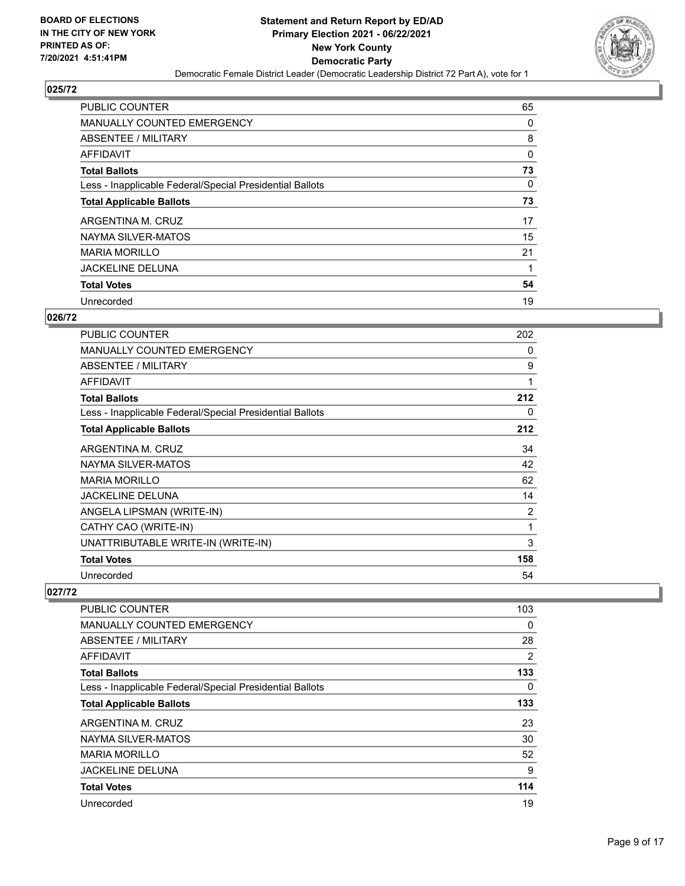BOARD OF ELECTIONS
IN THE CITY OF NEW YORK
PRINTED AS OF:
7/20/2021 4:51:41PM

**Statement and Return Report by ED/AD**
**Primary Election 2021 - 06/22/2021**
**New York County**
**Democratic Party**
Democratic Female District Leader (Democratic Leadership District 72 Part A), vote for 1

## 025/72

| | |
|---|---|
| PUBLIC COUNTER | 65 |
| MANUALLY COUNTED EMERGENCY | 0 |
| ABSENTEE / MILITARY | 8 |
| AFFIDAVIT | 0 |
| **Total Ballots** | **73** |
| Less - Inapplicable Federal/Special Presidential Ballots | 0 |
| **Total Applicable Ballots** | **73** |
| ARGENTINA M. CRUZ | 17 |
| NAYMA SILVER-MATOS | 15 |
| MARIA MORILLO | 21 |
| JACKELINE DELUNA | 1 |
| **Total Votes** | **54** |
| Unrecorded | 19 |

## 026/72

| | |
|---|---|
| PUBLIC COUNTER | 202 |
| MANUALLY COUNTED EMERGENCY | 0 |
| ABSENTEE / MILITARY | 9 |
| AFFIDAVIT | 1 |
| **Total Ballots** | **212** |
| Less - Inapplicable Federal/Special Presidential Ballots | 0 |
| **Total Applicable Ballots** | **212** |
| ARGENTINA M. CRUZ | 34 |
| NAYMA SILVER-MATOS | 42 |
| MARIA MORILLO | 62 |
| JACKELINE DELUNA | 14 |
| ANGELA LIPSMAN (WRITE-IN) | 2 |
| CATHY CAO (WRITE-IN) | 1 |
| UNATTRIBUTABLE WRITE-IN (WRITE-IN) | 3 |
| **Total Votes** | **158** |
| Unrecorded | 54 |

## 027/72

| | |
|---|---|
| PUBLIC COUNTER | 103 |
| MANUALLY COUNTED EMERGENCY | 0 |
| ABSENTEE / MILITARY | 28 |
| AFFIDAVIT | 2 |
| **Total Ballots** | **133** |
| Less - Inapplicable Federal/Special Presidential Ballots | 0 |
| **Total Applicable Ballots** | **133** |
| ARGENTINA M. CRUZ | 23 |
| NAYMA SILVER-MATOS | 30 |
| MARIA MORILLO | 52 |
| JACKELINE DELUNA | 9 |
| **Total Votes** | **114** |
| Unrecorded | 19 |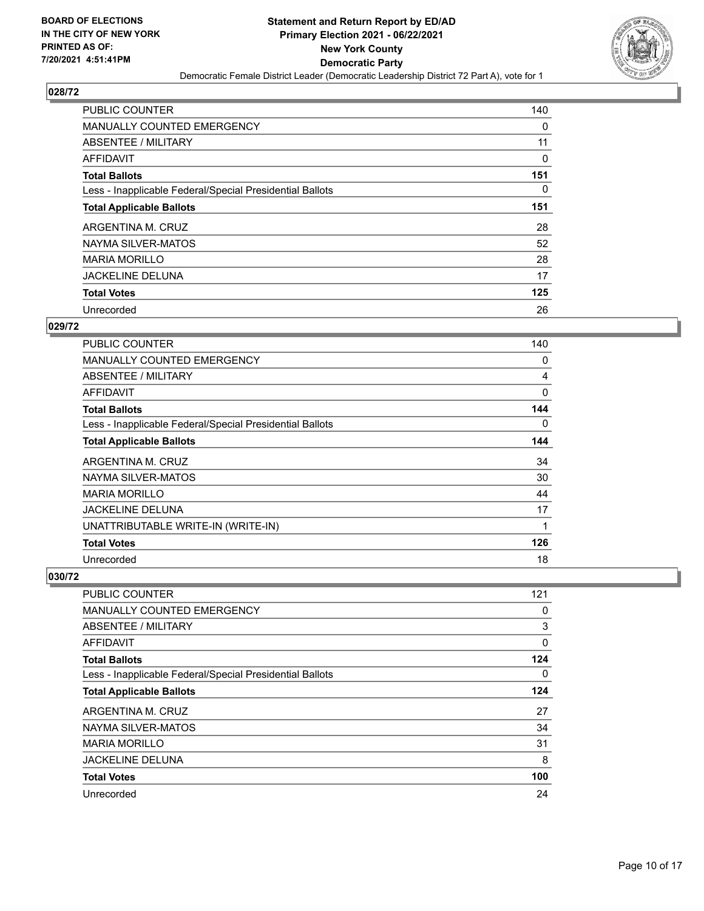BOARD OF ELECTIONS
IN THE CITY OF NEW YORK
PRINTED AS OF:
7/20/2021 4:51:41PM

**Statement and Return Report by ED/AD**
**Primary Election 2021 - 06/22/2021**
**New York County**
**Democratic Party**
Democratic Female District Leader (Democratic Leadership District 72 Part A), vote for 1

## 028/72

| | |
|---|---|
| PUBLIC COUNTER | 140 |
| MANUALLY COUNTED EMERGENCY | 0 |
| ABSENTEE / MILITARY | 11 |
| AFFIDAVIT | 0 |
| **Total Ballots** | **151** |
| Less - Inapplicable Federal/Special Presidential Ballots | 0 |
| **Total Applicable Ballots** | **151** |
| ARGENTINA M. CRUZ | 28 |
| NAYMA SILVER-MATOS | 52 |
| MARIA MORILLO | 28 |
| JACKELINE DELUNA | 17 |
| **Total Votes** | **125** |
| Unrecorded | 26 |

## 029/72

| | |
|---|---|
| PUBLIC COUNTER | 140 |
| MANUALLY COUNTED EMERGENCY | 0 |
| ABSENTEE / MILITARY | 4 |
| AFFIDAVIT | 0 |
| **Total Ballots** | **144** |
| Less - Inapplicable Federal/Special Presidential Ballots | 0 |
| **Total Applicable Ballots** | **144** |
| ARGENTINA M. CRUZ | 34 |
| NAYMA SILVER-MATOS | 30 |
| MARIA MORILLO | 44 |
| JACKELINE DELUNA | 17 |
| UNATTRIBUTABLE WRITE-IN (WRITE-IN) | 1 |
| **Total Votes** | **126** |
| Unrecorded | 18 |

## 030/72

| | |
|---|---|
| PUBLIC COUNTER | 121 |
| MANUALLY COUNTED EMERGENCY | 0 |
| ABSENTEE / MILITARY | 3 |
| AFFIDAVIT | 0 |
| **Total Ballots** | **124** |
| Less - Inapplicable Federal/Special Presidential Ballots | 0 |
| **Total Applicable Ballots** | **124** |
| ARGENTINA M. CRUZ | 27 |
| NAYMA SILVER-MATOS | 34 |
| MARIA MORILLO | 31 |
| JACKELINE DELUNA | 8 |
| **Total Votes** | **100** |
| Unrecorded | 24 |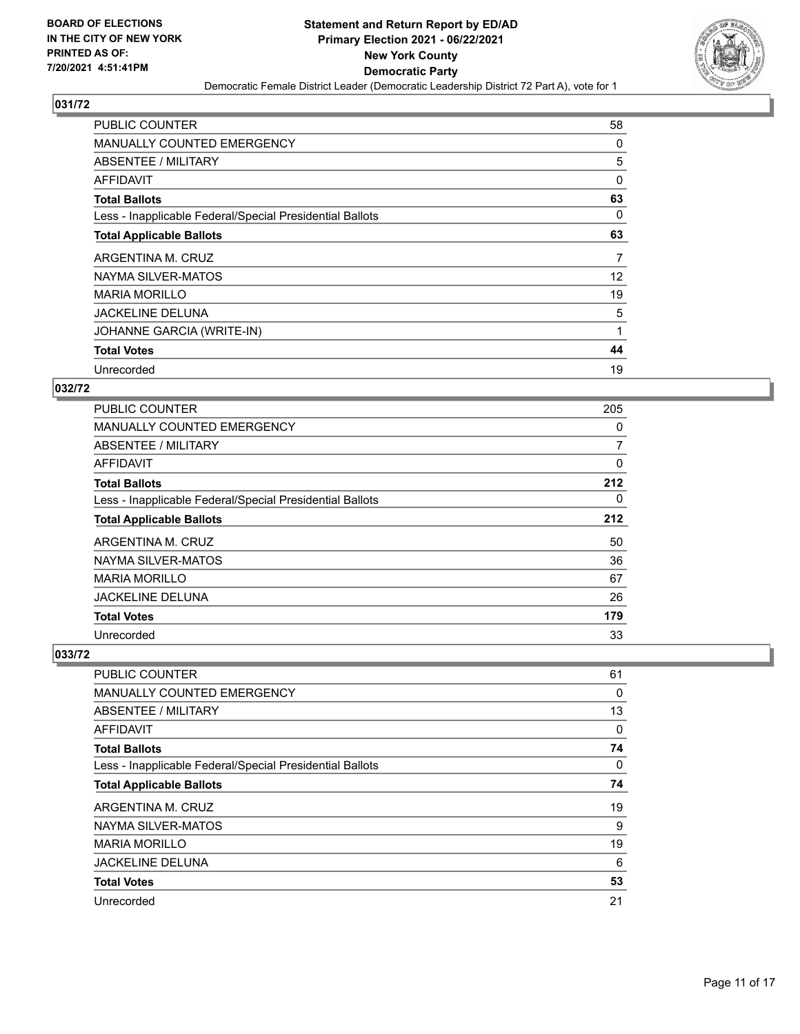## 031/72

| | |
|---|---|
| PUBLIC COUNTER | 58 |
| MANUALLY COUNTED EMERGENCY | 0 |
| ABSENTEE / MILITARY | 5 |
| AFFIDAVIT | 0 |
| **Total Ballots** | **63** |
| Less - Inapplicable Federal/Special Presidential Ballots | 0 |
| **Total Applicable Ballots** | **63** |
| ARGENTINA M. CRUZ | 7 |
| NAYMA SILVER-MATOS | 12 |
| MARIA MORILLO | 19 |
| JACKELINE DELUNA | 5 |
| JOHANNE GARCIA (WRITE-IN) | 1 |
| **Total Votes** | **44** |
| Unrecorded | 19 |

## 032/72

| | |
|---|---|
| PUBLIC COUNTER | 205 |
| MANUALLY COUNTED EMERGENCY | 0 |
| ABSENTEE / MILITARY | 7 |
| AFFIDAVIT | 0 |
| **Total Ballots** | **212** |
| Less - Inapplicable Federal/Special Presidential Ballots | 0 |
| **Total Applicable Ballots** | **212** |
| ARGENTINA M. CRUZ | 50 |
| NAYMA SILVER-MATOS | 36 |
| MARIA MORILLO | 67 |
| JACKELINE DELUNA | 26 |
| **Total Votes** | **179** |
| Unrecorded | 33 |

## 033/72

| | |
|---|---|
| PUBLIC COUNTER | 61 |
| MANUALLY COUNTED EMERGENCY | 0 |
| ABSENTEE / MILITARY | 13 |
| AFFIDAVIT | 0 |
| **Total Ballots** | **74** |
| Less - Inapplicable Federal/Special Presidential Ballots | 0 |
| **Total Applicable Ballots** | **74** |
| ARGENTINA M. CRUZ | 19 |
| NAYMA SILVER-MATOS | 9 |
| MARIA MORILLO | 19 |
| JACKELINE DELUNA | 6 |
| **Total Votes** | **53** |
| Unrecorded | 21 |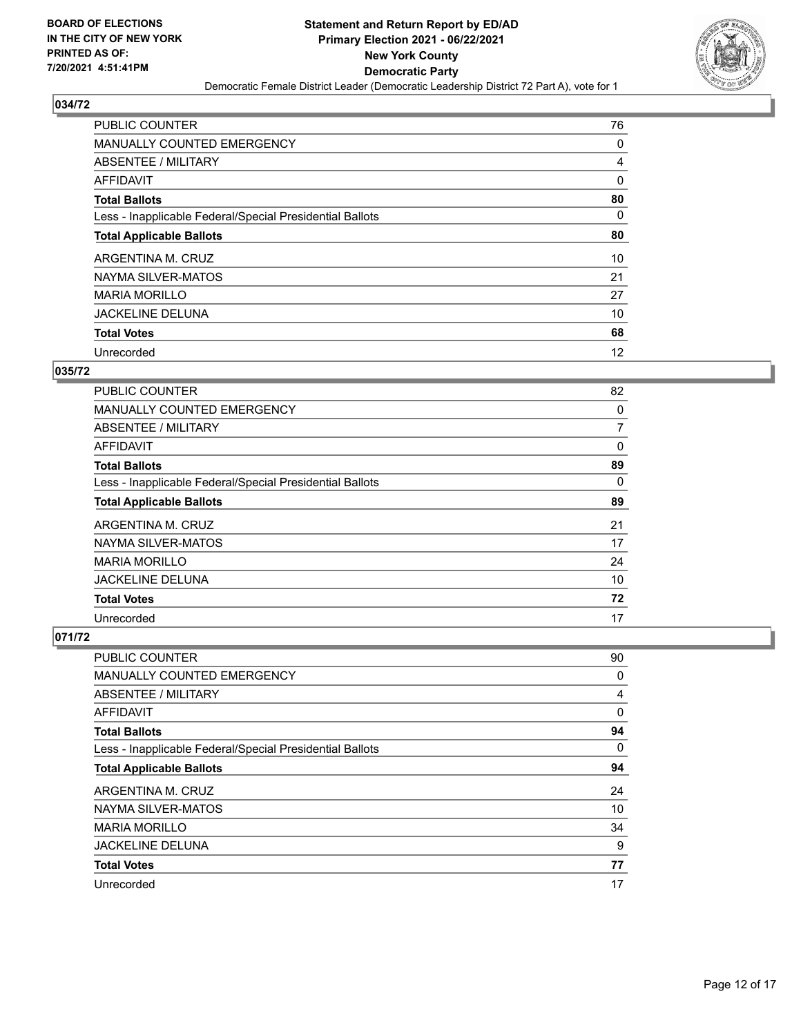BOARD OF ELECTIONS
IN THE CITY OF NEW YORK
PRINTED AS OF:
7/20/2021 4:51:41PM

**Statement and Return Report by ED/AD**
**Primary Election 2021 - 06/22/2021**
**New York County**
**Democratic Party**
Democratic Female District Leader (Democratic Leadership District 72 Part A), vote for 1

## 034/72

| | |
|---|---|
| PUBLIC COUNTER | 76 |
| MANUALLY COUNTED EMERGENCY | 0 |
| ABSENTEE / MILITARY | 4 |
| AFFIDAVIT | 0 |
| **Total Ballots** | **80** |
| Less - Inapplicable Federal/Special Presidential Ballots | 0 |
| **Total Applicable Ballots** | **80** |
| ARGENTINA M. CRUZ | 10 |
| NAYMA SILVER-MATOS | 21 |
| MARIA MORILLO | 27 |
| JACKELINE DELUNA | 10 |
| **Total Votes** | **68** |
| Unrecorded | 12 |

## 035/72

| | |
|---|---|
| PUBLIC COUNTER | 82 |
| MANUALLY COUNTED EMERGENCY | 0 |
| ABSENTEE / MILITARY | 7 |
| AFFIDAVIT | 0 |
| **Total Ballots** | **89** |
| Less - Inapplicable Federal/Special Presidential Ballots | 0 |
| **Total Applicable Ballots** | **89** |
| ARGENTINA M. CRUZ | 21 |
| NAYMA SILVER-MATOS | 17 |
| MARIA MORILLO | 24 |
| JACKELINE DELUNA | 10 |
| **Total Votes** | **72** |
| Unrecorded | 17 |

## 071/72

| | |
|---|---|
| PUBLIC COUNTER | 90 |
| MANUALLY COUNTED EMERGENCY | 0 |
| ABSENTEE / MILITARY | 4 |
| AFFIDAVIT | 0 |
| **Total Ballots** | **94** |
| Less - Inapplicable Federal/Special Presidential Ballots | 0 |
| **Total Applicable Ballots** | **94** |
| ARGENTINA M. CRUZ | 24 |
| NAYMA SILVER-MATOS | 10 |
| MARIA MORILLO | 34 |
| JACKELINE DELUNA | 9 |
| **Total Votes** | **77** |
| Unrecorded | 17 |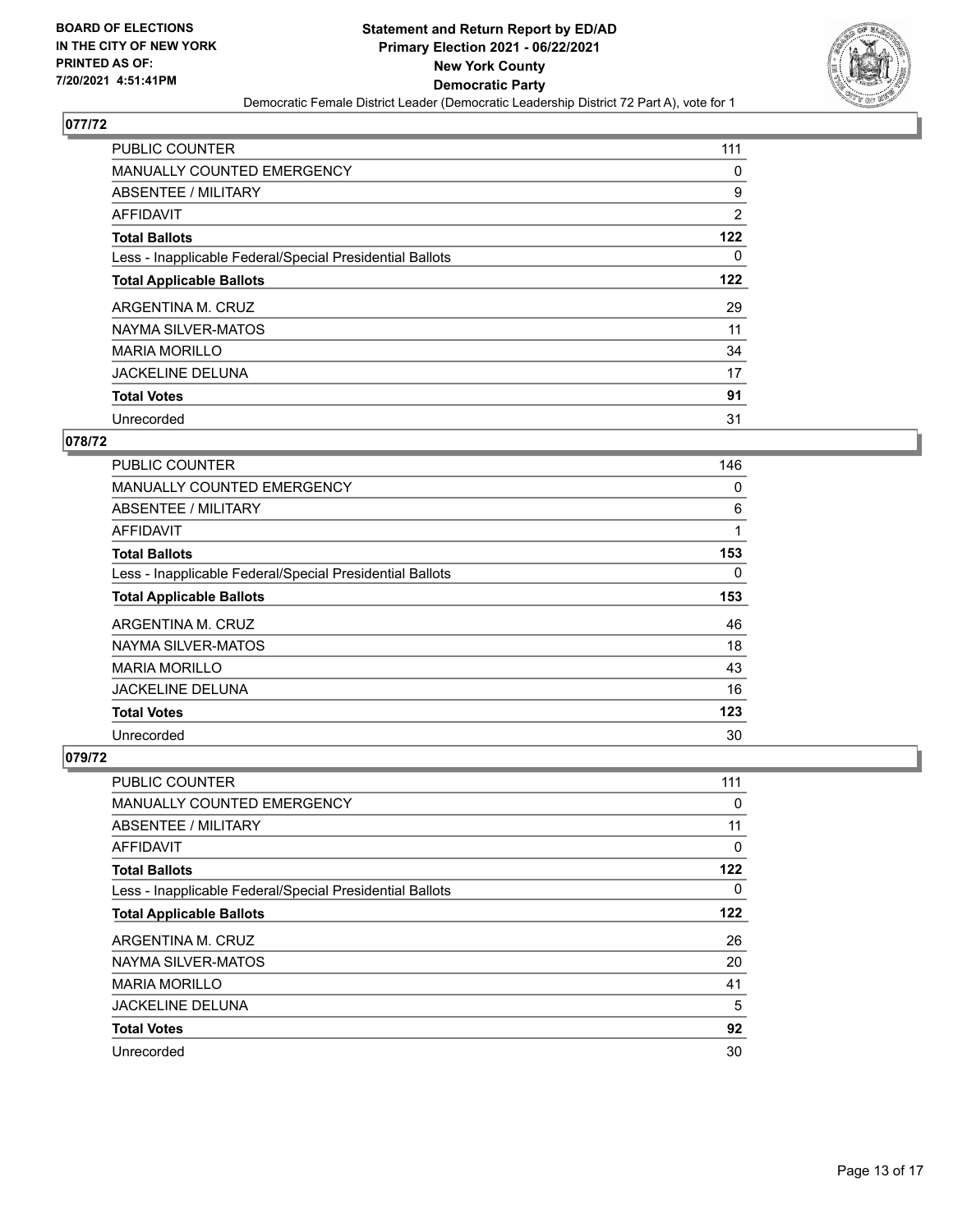**BOARD OF ELECTIONS IN THE CITY OF NEW YORK PRINTED AS OF: 7/20/2021 4:51:41PM**

**Statement and Return Report by ED/AD**
**Primary Election 2021 - 06/22/2021**
**New York County**
**Democratic Party**
Democratic Female District Leader (Democratic Leadership District 72 Part A), vote for 1

## 077/72

| | |
|---|---|
| PUBLIC COUNTER | 111 |
| MANUALLY COUNTED EMERGENCY | 0 |
| ABSENTEE / MILITARY | 9 |
| AFFIDAVIT | 2 |
| **Total Ballots** | **122** |
| Less - Inapplicable Federal/Special Presidential Ballots | 0 |
| **Total Applicable Ballots** | **122** |
| ARGENTINA M. CRUZ | 29 |
| NAYMA SILVER-MATOS | 11 |
| MARIA MORILLO | 34 |
| JACKELINE DELUNA | 17 |
| **Total Votes** | **91** |
| Unrecorded | 31 |

## 078/72

| | |
|---|---|
| PUBLIC COUNTER | 146 |
| MANUALLY COUNTED EMERGENCY | 0 |
| ABSENTEE / MILITARY | 6 |
| AFFIDAVIT | 1 |
| **Total Ballots** | **153** |
| Less - Inapplicable Federal/Special Presidential Ballots | 0 |
| **Total Applicable Ballots** | **153** |
| ARGENTINA M. CRUZ | 46 |
| NAYMA SILVER-MATOS | 18 |
| MARIA MORILLO | 43 |
| JACKELINE DELUNA | 16 |
| **Total Votes** | **123** |
| Unrecorded | 30 |

## 079/72

| | |
|---|---|
| PUBLIC COUNTER | 111 |
| MANUALLY COUNTED EMERGENCY | 0 |
| ABSENTEE / MILITARY | 11 |
| AFFIDAVIT | 0 |
| **Total Ballots** | **122** |
| Less - Inapplicable Federal/Special Presidential Ballots | 0 |
| **Total Applicable Ballots** | **122** |
| ARGENTINA M. CRUZ | 26 |
| NAYMA SILVER-MATOS | 20 |
| MARIA MORILLO | 41 |
| JACKELINE DELUNA | 5 |
| **Total Votes** | **92** |
| Unrecorded | 30 |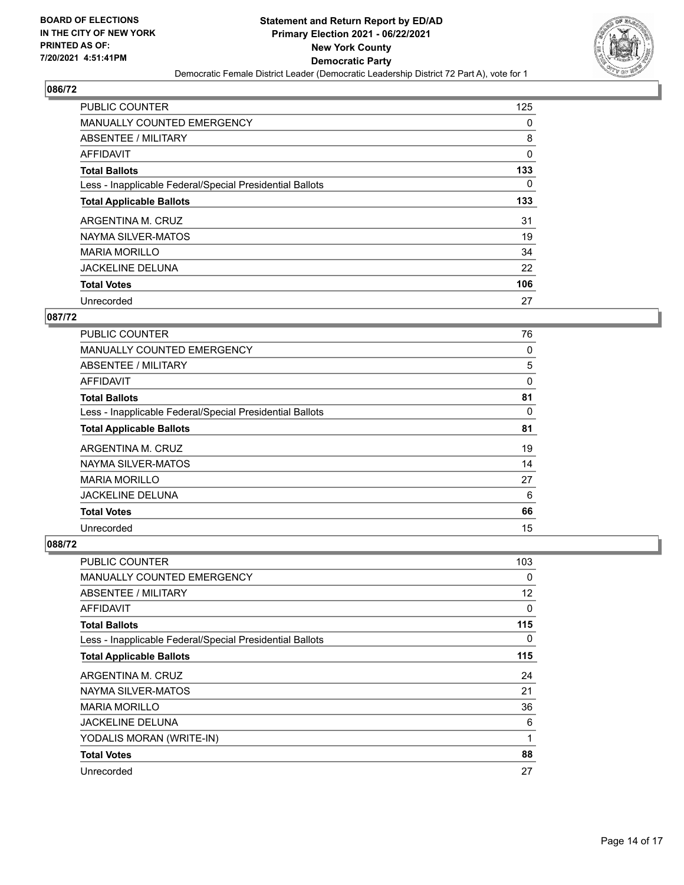BOARD OF ELECTIONS
IN THE CITY OF NEW YORK
PRINTED AS OF:
7/20/2021 4:51:41PM

# Statement and Return Report by ED/AD
## Primary Election 2021 - 06/22/2021
## New York County
## Democratic Party

Democratic Female District Leader (Democratic Leadership District 72 Part A), vote for 1

### 086/72

| | |
|---|---|
| PUBLIC COUNTER | 125 |
| MANUALLY COUNTED EMERGENCY | 0 |
| ABSENTEE / MILITARY | 8 |
| AFFIDAVIT | 0 |
| **Total Ballots** | **133** |
| Less - Inapplicable Federal/Special Presidential Ballots | 0 |
| **Total Applicable Ballots** | **133** |
| ARGENTINA M. CRUZ | 31 |
| NAYMA SILVER-MATOS | 19 |
| MARIA MORILLO | 34 |
| JACKELINE DELUNA | 22 |
| **Total Votes** | **106** |
| Unrecorded | 27 |

### 087/72

| | |
|---|---|
| PUBLIC COUNTER | 76 |
| MANUALLY COUNTED EMERGENCY | 0 |
| ABSENTEE / MILITARY | 5 |
| AFFIDAVIT | 0 |
| **Total Ballots** | **81** |
| Less - Inapplicable Federal/Special Presidential Ballots | 0 |
| **Total Applicable Ballots** | **81** |
| ARGENTINA M. CRUZ | 19 |
| NAYMA SILVER-MATOS | 14 |
| MARIA MORILLO | 27 |
| JACKELINE DELUNA | 6 |
| **Total Votes** | **66** |
| Unrecorded | 15 |

### 088/72

| | |
|---|---|
| PUBLIC COUNTER | 103 |
| MANUALLY COUNTED EMERGENCY | 0 |
| ABSENTEE / MILITARY | 12 |
| AFFIDAVIT | 0 |
| **Total Ballots** | **115** |
| Less - Inapplicable Federal/Special Presidential Ballots | 0 |
| **Total Applicable Ballots** | **115** |
| ARGENTINA M. CRUZ | 24 |
| NAYMA SILVER-MATOS | 21 |
| MARIA MORILLO | 36 |
| JACKELINE DELUNA | 6 |
| YODALIS MORAN (WRITE-IN) | 1 |
| **Total Votes** | **88** |
| Unrecorded | 27 |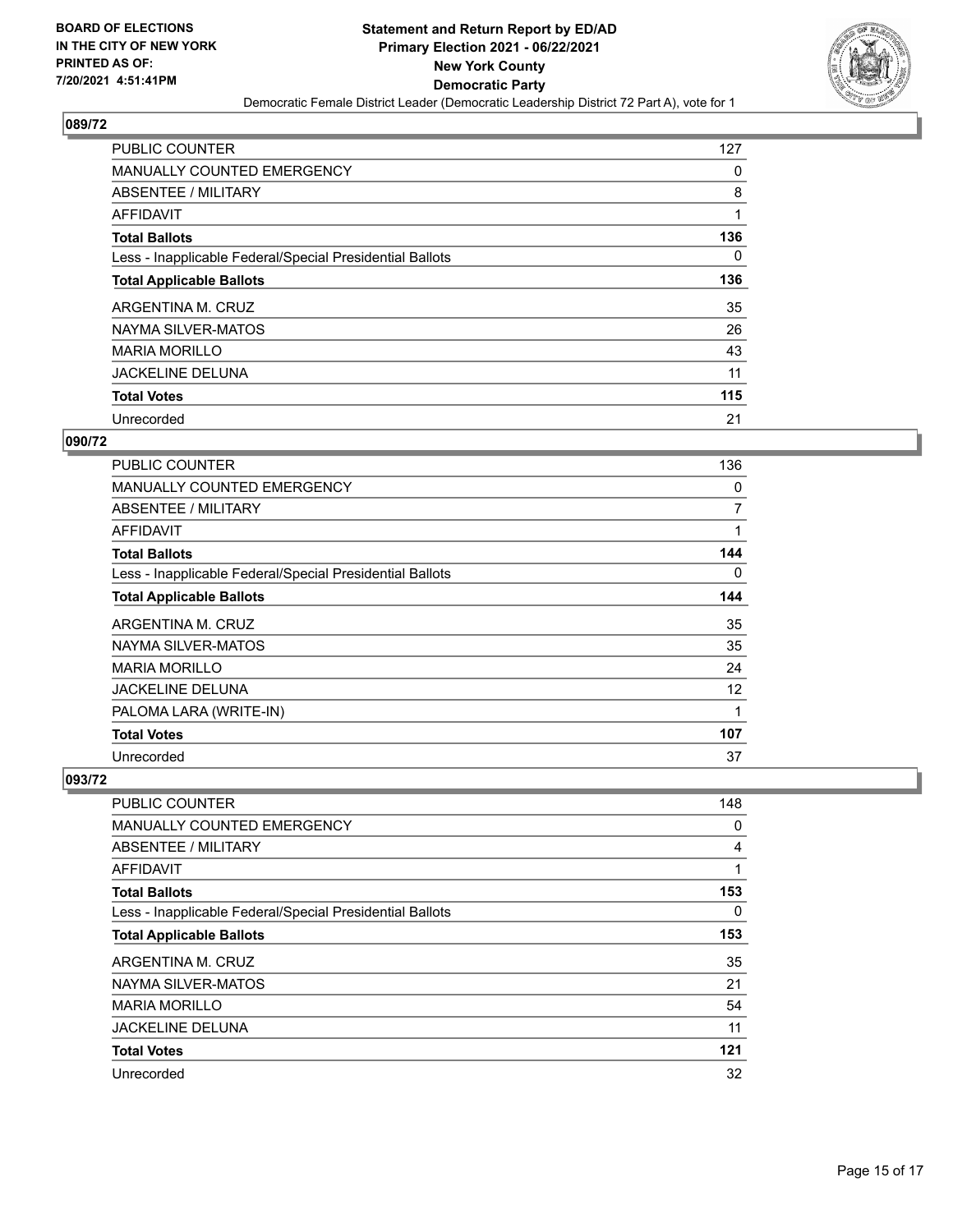BOARD OF ELECTIONS
IN THE CITY OF NEW YORK
PRINTED AS OF:
7/20/2021 4:51:41PM

**Statement and Return Report by ED/AD**
**Primary Election 2021 - 06/22/2021**
**New York County**
**Democratic Party**
Democratic Female District Leader (Democratic Leadership District 72 Part A), vote for 1

## 089/72

| | |
|---|---|
| PUBLIC COUNTER | 127 |
| MANUALLY COUNTED EMERGENCY | 0 |
| ABSENTEE / MILITARY | 8 |
| AFFIDAVIT | 1 |
| **Total Ballots** | **136** |
| Less - Inapplicable Federal/Special Presidential Ballots | 0 |
| **Total Applicable Ballots** | **136** |
| ARGENTINA M. CRUZ | 35 |
| NAYMA SILVER-MATOS | 26 |
| MARIA MORILLO | 43 |
| JACKELINE DELUNA | 11 |
| **Total Votes** | **115** |
| Unrecorded | 21 |

## 090/72

| | |
|---|---|
| PUBLIC COUNTER | 136 |
| MANUALLY COUNTED EMERGENCY | 0 |
| ABSENTEE / MILITARY | 7 |
| AFFIDAVIT | 1 |
| **Total Ballots** | **144** |
| Less - Inapplicable Federal/Special Presidential Ballots | 0 |
| **Total Applicable Ballots** | **144** |
| ARGENTINA M. CRUZ | 35 |
| NAYMA SILVER-MATOS | 35 |
| MARIA MORILLO | 24 |
| JACKELINE DELUNA | 12 |
| PALOMA LARA (WRITE-IN) | 1 |
| **Total Votes** | **107** |
| Unrecorded | 37 |

## 093/72

| | |
|---|---|
| PUBLIC COUNTER | 148 |
| MANUALLY COUNTED EMERGENCY | 0 |
| ABSENTEE / MILITARY | 4 |
| AFFIDAVIT | 1 |
| **Total Ballots** | **153** |
| Less - Inapplicable Federal/Special Presidential Ballots | 0 |
| **Total Applicable Ballots** | **153** |
| ARGENTINA M. CRUZ | 35 |
| NAYMA SILVER-MATOS | 21 |
| MARIA MORILLO | 54 |
| JACKELINE DELUNA | 11 |
| **Total Votes** | **121** |
| Unrecorded | 32 |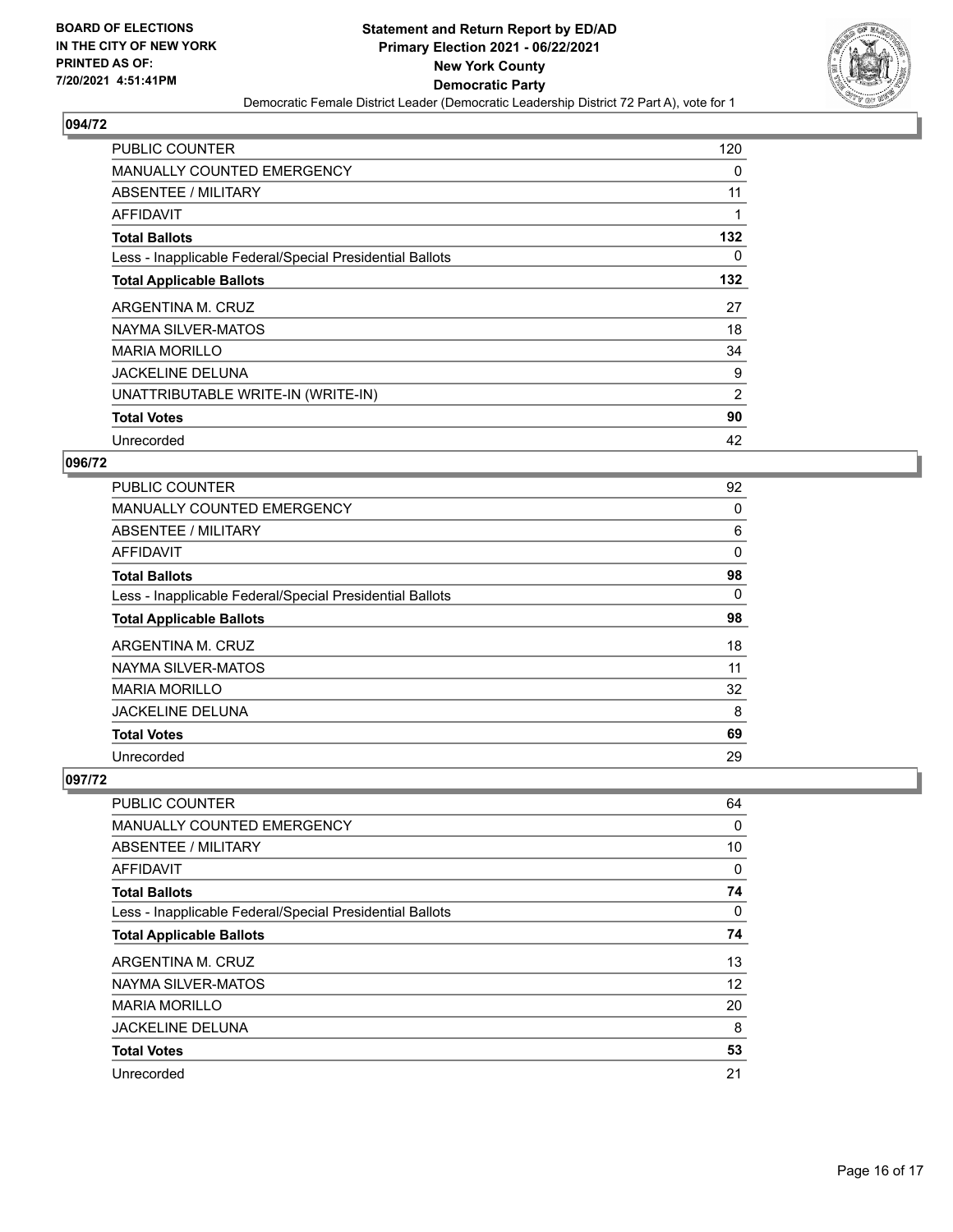## 094/72

| | |
|---|---|
| PUBLIC COUNTER | 120 |
| MANUALLY COUNTED EMERGENCY | 0 |
| ABSENTEE / MILITARY | 11 |
| AFFIDAVIT | 1 |
| **Total Ballots** | **132** |
| Less - Inapplicable Federal/Special Presidential Ballots | 0 |
| **Total Applicable Ballots** | **132** |
| ARGENTINA M. CRUZ | 27 |
| NAYMA SILVER-MATOS | 18 |
| MARIA MORILLO | 34 |
| JACKELINE DELUNA | 9 |
| UNATTRIBUTABLE WRITE-IN (WRITE-IN) | 2 |
| **Total Votes** | **90** |
| Unrecorded | 42 |

## 096/72

| | |
|---|---|
| PUBLIC COUNTER | 92 |
| MANUALLY COUNTED EMERGENCY | 0 |
| ABSENTEE / MILITARY | 6 |
| AFFIDAVIT | 0 |
| **Total Ballots** | **98** |
| Less - Inapplicable Federal/Special Presidential Ballots | 0 |
| **Total Applicable Ballots** | **98** |
| ARGENTINA M. CRUZ | 18 |
| NAYMA SILVER-MATOS | 11 |
| MARIA MORILLO | 32 |
| JACKELINE DELUNA | 8 |
| **Total Votes** | **69** |
| Unrecorded | 29 |

## 097/72

| | |
|---|---|
| PUBLIC COUNTER | 64 |
| MANUALLY COUNTED EMERGENCY | 0 |
| ABSENTEE / MILITARY | 10 |
| AFFIDAVIT | 0 |
| **Total Ballots** | **74** |
| Less - Inapplicable Federal/Special Presidential Ballots | 0 |
| **Total Applicable Ballots** | **74** |
| ARGENTINA M. CRUZ | 13 |
| NAYMA SILVER-MATOS | 12 |
| MARIA MORILLO | 20 |
| JACKELINE DELUNA | 8 |
| **Total Votes** | **53** |
| Unrecorded | 21 |